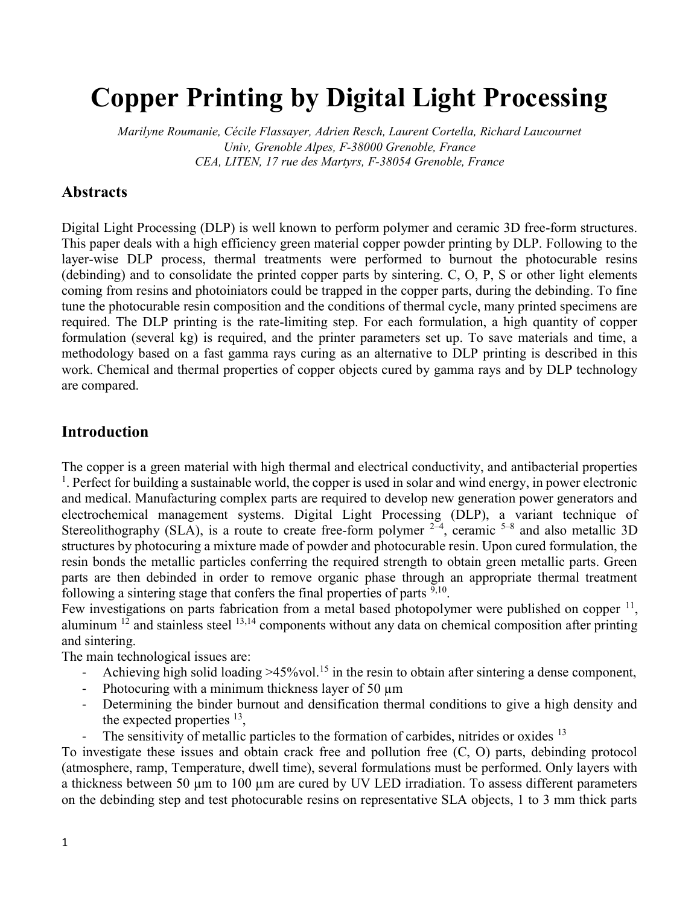# Copper Printing by Digital Light Processing

*Marilyne Roumanie, Cécile Flassayer, Adrien Resch, Laurent Cortella, Richard Laucournet*
*Univ, Grenoble Alpes, F-38000 Grenoble, France*
*CEA, LITEN, 17 rue des Martyrs, F-38054 Grenoble, France*

## Abstracts

Digital Light Processing (DLP) is well known to perform polymer and ceramic 3D free-form structures. This paper deals with a high efficiency green material copper powder printing by DLP. Following to the layer-wise DLP process, thermal treatments were performed to burnout the photocurable resins (debinding) and to consolidate the printed copper parts by sintering. C, O, P, S or other light elements coming from resins and photoiniators could be trapped in the copper parts, during the debinding. To fine tune the photocurable resin composition and the conditions of thermal cycle, many printed specimens are required. The DLP printing is the rate-limiting step. For each formulation, a high quantity of copper formulation (several kg) is required, and the printer parameters set up. To save materials and time, a methodology based on a fast gamma rays curing as an alternative to DLP printing is described in this work. Chemical and thermal properties of copper objects cured by gamma rays and by DLP technology are compared.

## Introduction

The copper is a green material with high thermal and electrical conductivity, and antibacterial properties [1]. Perfect for building a sustainable world, the copper is used in solar and wind energy, in power electronic and medical. Manufacturing complex parts are required to develop new generation power generators and electrochemical management systems. Digital Light Processing (DLP), a variant technique of Stereolithography (SLA), is a route to create free-form polymer [2–4], ceramic [5–8] and also metallic 3D structures by photocuring a mixture made of powder and photocurable resin. Upon cured formulation, the resin bonds the metallic particles conferring the required strength to obtain green metallic parts. Green parts are then debinded in order to remove organic phase through an appropriate thermal treatment following a sintering stage that confers the final properties of parts [9,10].
Few investigations on parts fabrication from a metal based photopolymer were published on copper [11], aluminum [12] and stainless steel [13,14] components without any data on chemical composition after printing and sintering.
The main technological issues are:

- Achieving high solid loading >45%vol.[15] in the resin to obtain after sintering a dense component,
- Photocuring with a minimum thickness layer of 50 µm
- Determining the binder burnout and densification thermal conditions to give a high density and the expected properties [13],
- The sensitivity of metallic particles to the formation of carbides, nitrides or oxides [13]

To investigate these issues and obtain crack free and pollution free (C, O) parts, debinding protocol (atmosphere, ramp, Temperature, dwell time), several formulations must be performed. Only layers with a thickness between 50 µm to 100 µm are cured by UV LED irradiation. To assess different parameters on the debinding step and test photocurable resins on representative SLA objects, 1 to 3 mm thick parts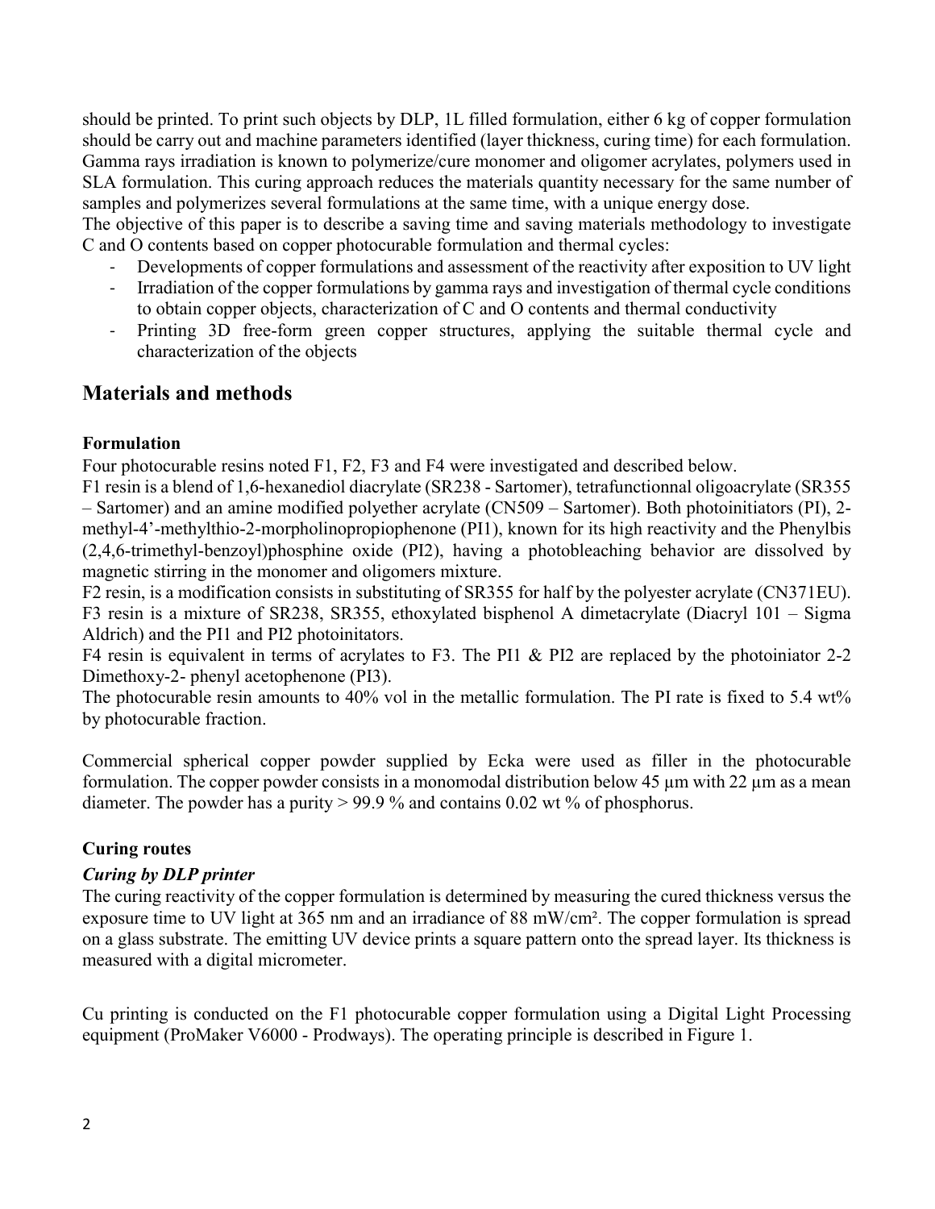should be printed. To print such objects by DLP, 1L filled formulation, either 6 kg of copper formulation should be carry out and machine parameters identified (layer thickness, curing time) for each formulation. Gamma rays irradiation is known to polymerize/cure monomer and oligomer acrylates, polymers used in SLA formulation. This curing approach reduces the materials quantity necessary for the same number of samples and polymerizes several formulations at the same time, with a unique energy dose.

The objective of this paper is to describe a saving time and saving materials methodology to investigate C and O contents based on copper photocurable formulation and thermal cycles:

- Developments of copper formulations and assessment of the reactivity after exposition to UV light
- Irradiation of the copper formulations by gamma rays and investigation of thermal cycle conditions to obtain copper objects, characterization of C and O contents and thermal conductivity
- Printing 3D free-form green copper structures, applying the suitable thermal cycle and characterization of the objects

## Materials and methods

### Formulation

Four photocurable resins noted F1, F2, F3 and F4 were investigated and described below.

F1 resin is a blend of 1,6-hexanediol diacrylate (SR238 - Sartomer), tetrafunctionnal oligoacrylate (SR355 – Sartomer) and an amine modified polyether acrylate (CN509 – Sartomer). Both photoinitiators (PI), 2-methyl-4'-methylthio-2-morpholinopropiophenone (PI1), known for its high reactivity and the Phenylbis (2,4,6-trimethyl-benzoyl)phosphine oxide (PI2), having a photobleaching behavior are dissolved by magnetic stirring in the monomer and oligomers mixture.

F2 resin, is a modification consists in substituting of SR355 for half by the polyester acrylate (CN371EU).

F3 resin is a mixture of SR238, SR355, ethoxylated bisphenol A dimetacrylate (Diacryl 101 – Sigma Aldrich) and the PI1 and PI2 photoinitators.

F4 resin is equivalent in terms of acrylates to F3. The PI1 & PI2 are replaced by the photoiniator 2-2 Dimethoxy-2- phenyl acetophenone (PI3).

The photocurable resin amounts to 40% vol in the metallic formulation. The PI rate is fixed to 5.4 wt% by photocurable fraction.

Commercial spherical copper powder supplied by Ecka were used as filler in the photocurable formulation. The copper powder consists in a monomodal distribution below 45 µm with 22 µm as a mean diameter. The powder has a purity > 99.9 % and contains 0.02 wt % of phosphorus.

### Curing routes

#### *Curing by DLP printer*

The curing reactivity of the copper formulation is determined by measuring the cured thickness versus the exposure time to UV light at 365 nm and an irradiance of 88 mW/cm². The copper formulation is spread on a glass substrate. The emitting UV device prints a square pattern onto the spread layer. Its thickness is measured with a digital micrometer.

Cu printing is conducted on the F1 photocurable copper formulation using a Digital Light Processing equipment (ProMaker V6000 - Prodways). The operating principle is described in Figure 1.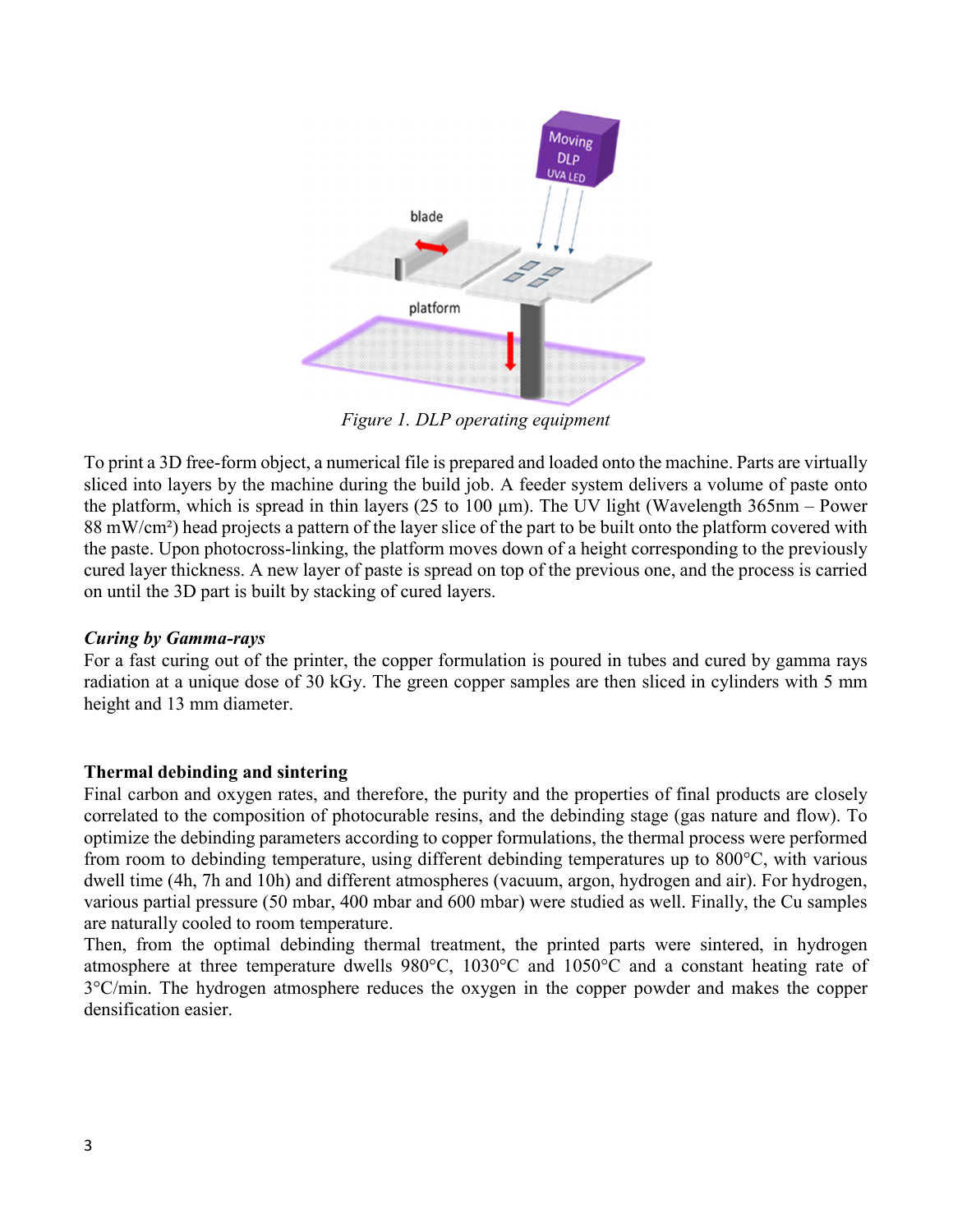*Figure 1. DLP operating equipment*

To print a 3D free-form object, a numerical file is prepared and loaded onto the machine. Parts are virtually sliced into layers by the machine during the build job. A feeder system delivers a volume of paste onto the platform, which is spread in thin layers (25 to 100 µm). The UV light (Wavelength 365nm – Power 88 mW/cm²) head projects a pattern of the layer slice of the part to be built onto the platform covered with the paste. Upon photocross-linking, the platform moves down of a height corresponding to the previously cured layer thickness. A new layer of paste is spread on top of the previous one, and the process is carried on until the 3D part is built by stacking of cured layers.

***Curing by Gamma-rays***

For a fast curing out of the printer, the copper formulation is poured in tubes and cured by gamma rays radiation at a unique dose of 30 kGy. The green copper samples are then sliced in cylinders with 5 mm height and 13 mm diameter.

**Thermal debinding and sintering**

Final carbon and oxygen rates, and therefore, the purity and the properties of final products are closely correlated to the composition of photocurable resins, and the debinding stage (gas nature and flow). To optimize the debinding parameters according to copper formulations, the thermal process were performed from room to debinding temperature, using different debinding temperatures up to 800°C, with various dwell time (4h, 7h and 10h) and different atmospheres (vacuum, argon, hydrogen and air). For hydrogen, various partial pressure (50 mbar, 400 mbar and 600 mbar) were studied as well. Finally, the Cu samples are naturally cooled to room temperature.

Then, from the optimal debinding thermal treatment, the printed parts were sintered, in hydrogen atmosphere at three temperature dwells 980°C, 1030°C and 1050°C and a constant heating rate of 3°C/min. The hydrogen atmosphere reduces the oxygen in the copper powder and makes the copper densification easier.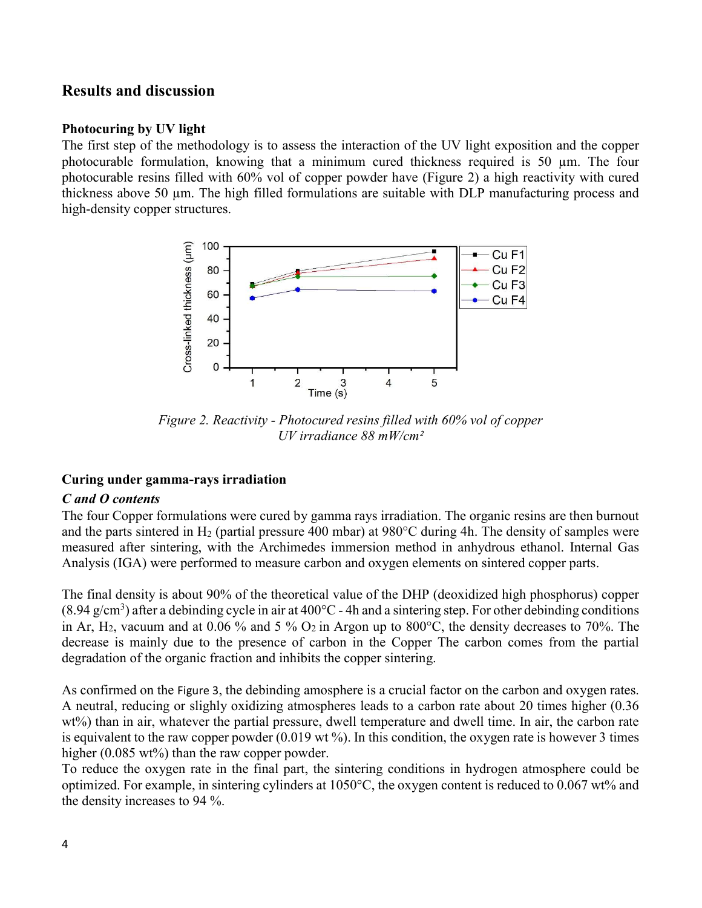## Results and discussion

### Photocuring by UV light

The first step of the methodology is to assess the interaction of the UV light exposition and the copper photocurable formulation, knowing that a minimum cured thickness required is 50 µm. The four photocurable resins filled with 60% vol of copper powder have (Figure 2) a high reactivity with cured thickness above 50 µm. The high filled formulations are suitable with DLP manufacturing process and high-density copper structures.

*Figure 2. Reactivity - Photocured resins filled with 60% vol of copper UV irradiance 88 mW/cm²*

### Curing under gamma-rays irradiation

#### *C and O contents*

The four Copper formulations were cured by gamma rays irradiation. The organic resins are then burnout and the parts sintered in $H_2$ (partial pressure 400 mbar) at 980°C during 4h. The density of samples were measured after sintering, with the Archimedes immersion method in anhydrous ethanol. Internal Gas Analysis (IGA) were performed to measure carbon and oxygen elements on sintered copper parts.

The final density is about 90% of the theoretical value of the DHP (deoxidized high phosphorus) copper (8.94 g/cm$^3$) after a debinding cycle in air at 400°C - 4h and a sintering step. For other debinding conditions in Ar, $H_2$, vacuum and at 0.06 % and 5 % $O_2$ in Argon up to 800°C, the density decreases to 70%. The decrease is mainly due to the presence of carbon in the Copper The carbon comes from the partial degradation of the organic fraction and inhibits the copper sintering.

As confirmed on the Figure 3, the debinding amosphere is a crucial factor on the carbon and oxygen rates. A neutral, reducing or slighly oxidizing atmospheres leads to a carbon rate about 20 times higher (0.36 wt%) than in air, whatever the partial pressure, dwell temperature and dwell time. In air, the carbon rate is equivalent to the raw copper powder (0.019 wt %). In this condition, the oxygen rate is however 3 times higher (0.085 wt%) than the raw copper powder.

To reduce the oxygen rate in the final part, the sintering conditions in hydrogen atmosphere could be optimized. For example, in sintering cylinders at 1050°C, the oxygen content is reduced to 0.067 wt% and the density increases to 94 %.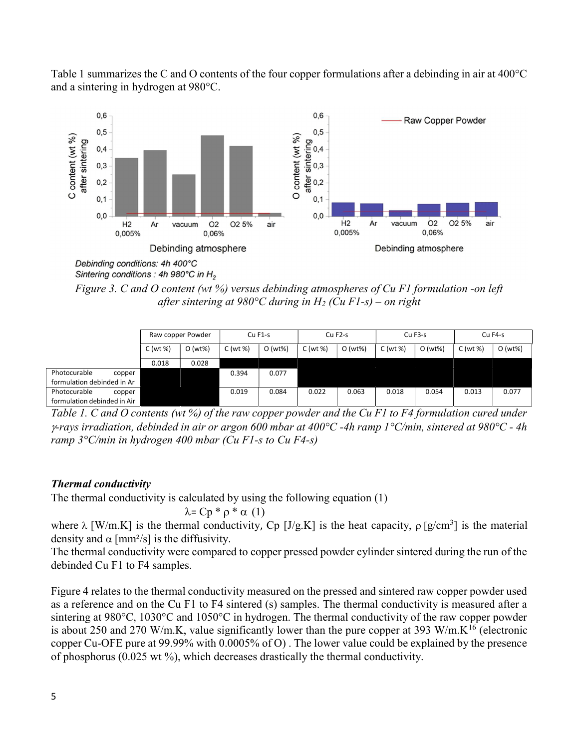Table 1 summarizes the C and O contents of the four copper formulations after a debinding in air at 400°C and a sintering in hydrogen at 980°C.

*Debinding conditions: 4h 400°C*
*Sintering conditions : 4h 980°C in $H_2$*

*Figure 3. C and O content (wt %) versus debinding atmospheres of Cu F1 formulation -on left after sintering at 980°C during in $H_2$ (Cu F1-s) – on right*

| | Raw copper Powder | | Cu F1-s | | Cu F2-s | | Cu F3-s | | Cu F4-s | |
|---|---|---|---|---|---|---|---|---|---|---|
| | C (wt %) | O (wt%) | C (wt %) | O (wt%) | C (wt %) | O (wt%) | C (wt %) | O (wt%) | C (wt %) | O (wt%) |
| | 0.018 | 0.028 | | | | | | | | |
| Photocurable copper formulation debinded in Ar | | | 0.394 | 0.077 | | | | | | |
| Photocurable copper formulation debinded in Air | | | 0.019 | 0.084 | 0.022 | 0.063 | 0.018 | 0.054 | 0.013 | 0.077 |

*Table 1. C and O contents (wt %) of the raw copper powder and the Cu F1 to F4 formulation cured under γ-rays irradiation, debinded in air or argon 600 mbar at 400°C -4h ramp 1°C/min, sintered at 980°C - 4h ramp 3°C/min in hydrogen 400 mbar (Cu F1-s to Cu F4-s)*

***Thermal conductivity***

The thermal conductivity is calculated by using the following equation (1)

$$\lambda = Cp * \rho * \alpha \quad (1)$$

where $\lambda$ [W/m.K] is the thermal conductivity, Cp [J/g.K] is the heat capacity, $\rho$ [g/cm$^3$] is the material density and $\alpha$ [mm²/s] is the diffusivity.

The thermal conductivity were compared to copper pressed powder cylinder sintered during the run of the debinded Cu F1 to F4 samples.

Figure 4 relates to the thermal conductivity measured on the pressed and sintered raw copper powder used as a reference and on the Cu F1 to F4 sintered (s) samples. The thermal conductivity is measured after a sintering at 980°C, 1030°C and 1050°C in hydrogen. The thermal conductivity of the raw copper powder is about 250 and 270 W/m.K, value significantly lower than the pure copper at 393 W/m.K[16] (electronic copper Cu-OFE pure at 99.99% with 0.0005% of O) . The lower value could be explained by the presence of phosphorus (0.025 wt %), which decreases drastically the thermal conductivity.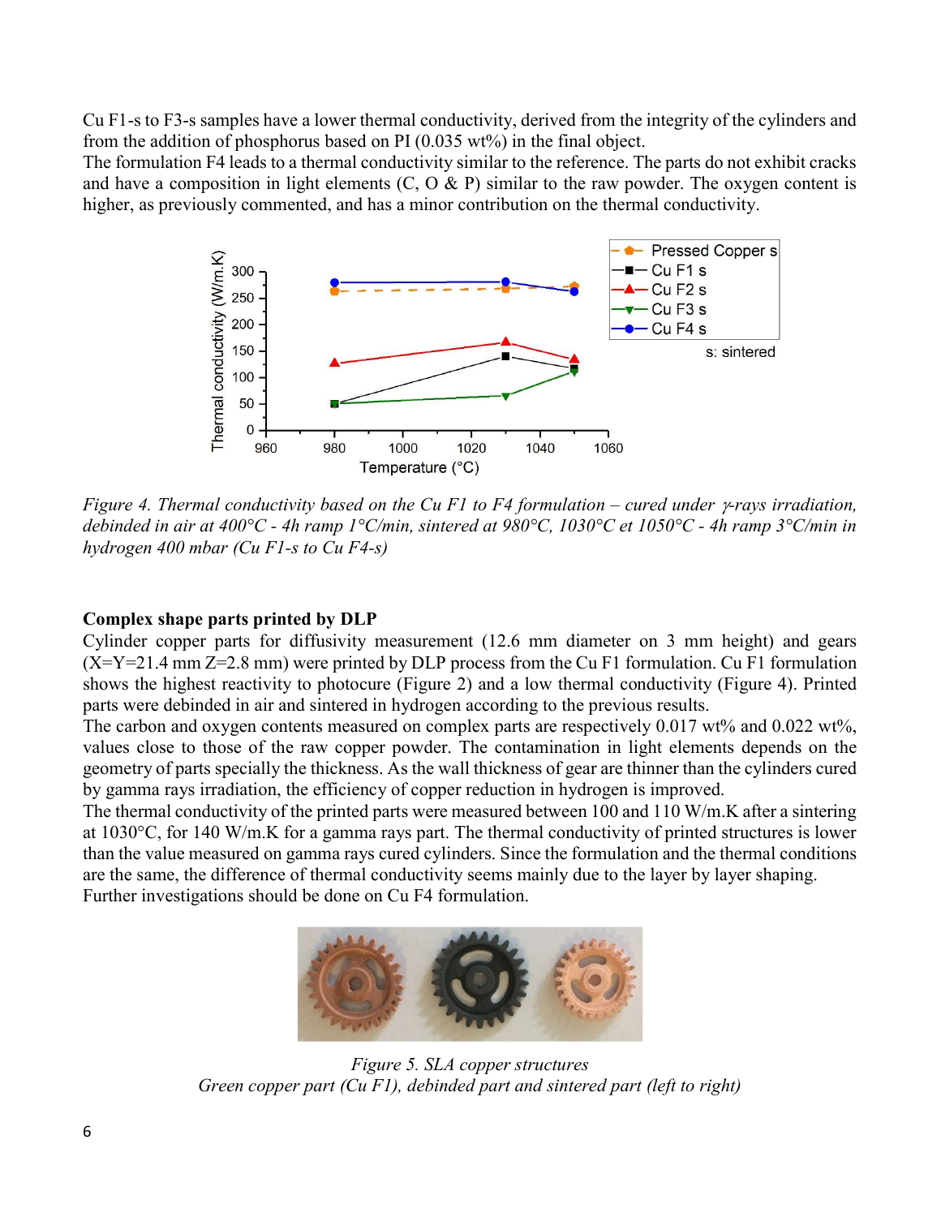Cu F1-s to F3-s samples have a lower thermal conductivity, derived from the integrity of the cylinders and from the addition of phosphorus based on PI (0.035 wt%) in the final object.
The formulation F4 leads to a thermal conductivity similar to the reference. The parts do not exhibit cracks and have a composition in light elements (C, O & P) similar to the raw powder. The oxygen content is higher, as previously commented, and has a minor contribution on the thermal conductivity.

*Figure 4. Thermal conductivity based on the Cu F1 to F4 formulation – cured under γ-rays irradiation, debinded in air at 400°C - 4h ramp 1°C/min, sintered at 980°C, 1030°C et 1050°C - 4h ramp 3°C/min in hydrogen 400 mbar (Cu F1-s to Cu F4-s)*

**Complex shape parts printed by DLP**

Cylinder copper parts for diffusivity measurement (12.6 mm diameter on 3 mm height) and gears (X=Y=21.4 mm Z=2.8 mm) were printed by DLP process from the Cu F1 formulation. Cu F1 formulation shows the highest reactivity to photocure (Figure 2) and a low thermal conductivity (Figure 4). Printed parts were debinded in air and sintered in hydrogen according to the previous results.
The carbon and oxygen contents measured on complex parts are respectively 0.017 wt% and 0.022 wt%, values close to those of the raw copper powder. The contamination in light elements depends on the geometry of parts specially the thickness. As the wall thickness of gear are thinner than the cylinders cured by gamma rays irradiation, the efficiency of copper reduction in hydrogen is improved.
The thermal conductivity of the printed parts were measured between 100 and 110 W/m.K after a sintering at 1030°C, for 140 W/m.K for a gamma rays part. The thermal conductivity of printed structures is lower than the value measured on gamma rays cured cylinders. Since the formulation and the thermal conditions are the same, the difference of thermal conductivity seems mainly due to the layer by layer shaping.
Further investigations should be done on Cu F4 formulation.

*Figure 5. SLA copper structures*
*Green copper part (Cu F1), debinded part and sintered part (left to right)*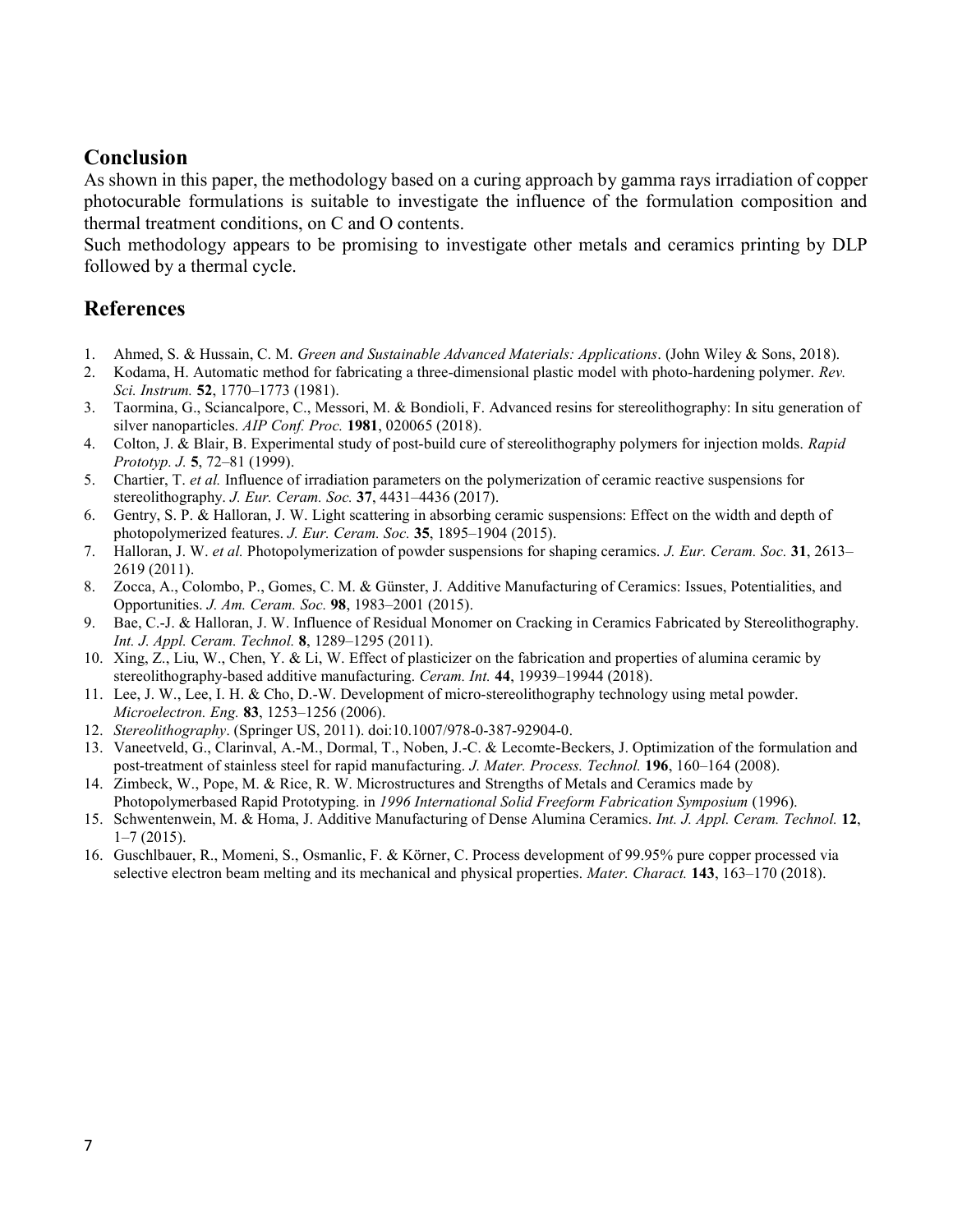## Conclusion

As shown in this paper, the methodology based on a curing approach by gamma rays irradiation of copper photocurable formulations is suitable to investigate the influence of the formulation composition and thermal treatment conditions, on C and O contents.

Such methodology appears to be promising to investigate other metals and ceramics printing by DLP followed by a thermal cycle.

## References

1. Ahmed, S. & Hussain, C. M. *Green and Sustainable Advanced Materials: Applications*. (John Wiley & Sons, 2018).
2. Kodama, H. Automatic method for fabricating a three-dimensional plastic model with photo-hardening polymer. *Rev. Sci. Instrum.* **52**, 1770–1773 (1981).
3. Taormina, G., Sciancalpore, C., Messori, M. & Bondioli, F. Advanced resins for stereolithography: In situ generation of silver nanoparticles. *AIP Conf. Proc.* **1981**, 020065 (2018).
4. Colton, J. & Blair, B. Experimental study of post-build cure of stereolithography polymers for injection molds. *Rapid Prototyp. J.* **5**, 72–81 (1999).
5. Chartier, T. *et al.* Influence of irradiation parameters on the polymerization of ceramic reactive suspensions for stereolithography. *J. Eur. Ceram. Soc.* **37**, 4431–4436 (2017).
6. Gentry, S. P. & Halloran, J. W. Light scattering in absorbing ceramic suspensions: Effect on the width and depth of photopolymerized features. *J. Eur. Ceram. Soc.* **35**, 1895–1904 (2015).
7. Halloran, J. W. *et al.* Photopolymerization of powder suspensions for shaping ceramics. *J. Eur. Ceram. Soc.* **31**, 2613–2619 (2011).
8. Zocca, A., Colombo, P., Gomes, C. M. & Günster, J. Additive Manufacturing of Ceramics: Issues, Potentialities, and Opportunities. *J. Am. Ceram. Soc.* **98**, 1983–2001 (2015).
9. Bae, C.-J. & Halloran, J. W. Influence of Residual Monomer on Cracking in Ceramics Fabricated by Stereolithography. *Int. J. Appl. Ceram. Technol.* **8**, 1289–1295 (2011).
10. Xing, Z., Liu, W., Chen, Y. & Li, W. Effect of plasticizer on the fabrication and properties of alumina ceramic by stereolithography-based additive manufacturing. *Ceram. Int.* **44**, 19939–19944 (2018).
11. Lee, J. W., Lee, I. H. & Cho, D.-W. Development of micro-stereolithography technology using metal powder. *Microelectron. Eng.* **83**, 1253–1256 (2006).
12. *Stereolithography*. (Springer US, 2011). doi:10.1007/978-0-387-92904-0.
13. Vaneetveld, G., Clarinval, A.-M., Dormal, T., Noben, J.-C. & Lecomte-Beckers, J. Optimization of the formulation and post-treatment of stainless steel for rapid manufacturing. *J. Mater. Process. Technol.* **196**, 160–164 (2008).
14. Zimbeck, W., Pope, M. & Rice, R. W. Microstructures and Strengths of Metals and Ceramics made by Photopolymerbased Rapid Prototyping. in *1996 International Solid Freeform Fabrication Symposium* (1996).
15. Schwentenwein, M. & Homa, J. Additive Manufacturing of Dense Alumina Ceramics. *Int. J. Appl. Ceram. Technol.* **12**, 1–7 (2015).
16. Guschlbauer, R., Momeni, S., Osmanlic, F. & Körner, C. Process development of 99.95% pure copper processed via selective electron beam melting and its mechanical and physical properties. *Mater. Charact.* **143**, 163–170 (2018).